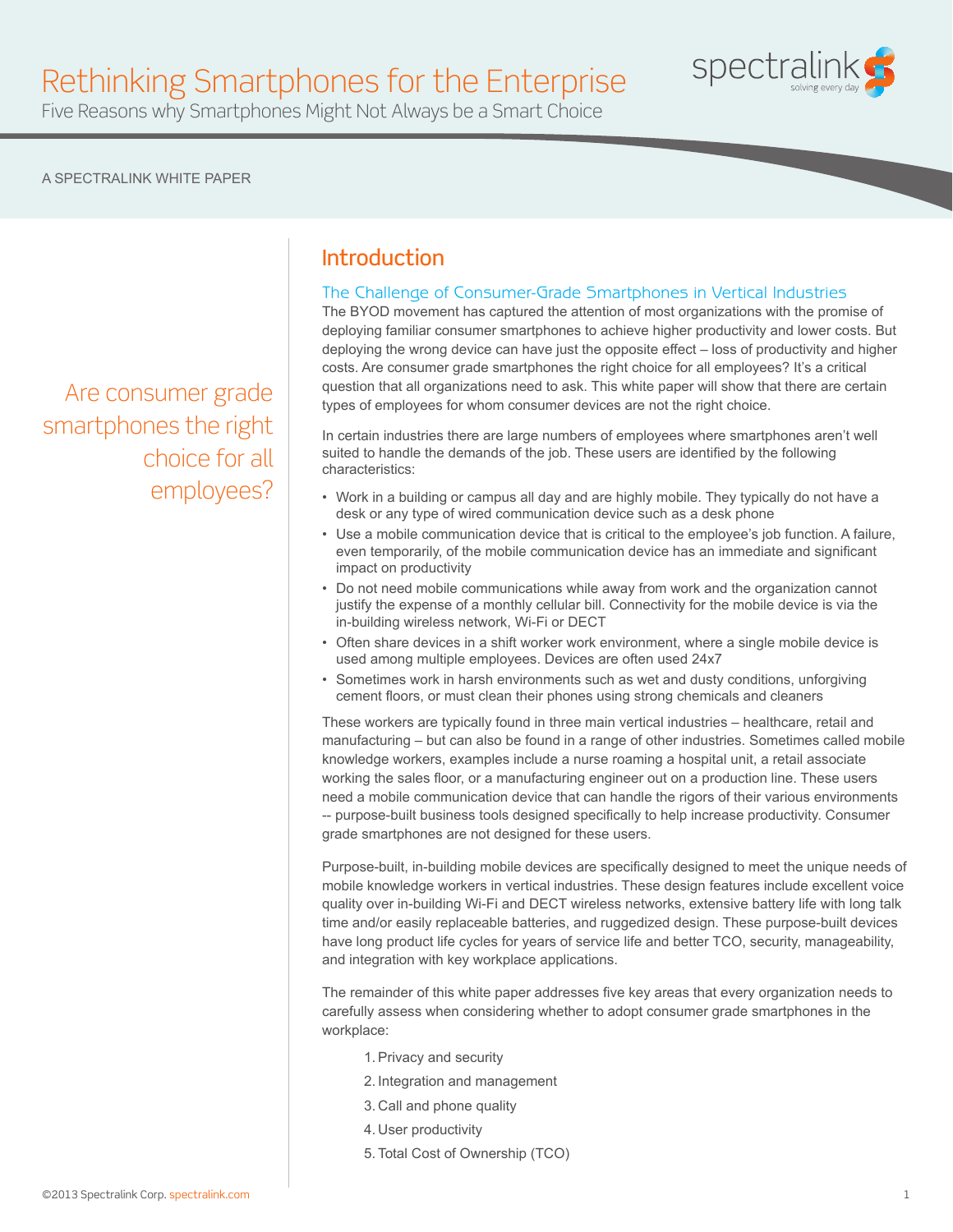# Rethinking Smartphones for the Enterprise

Five Reasons why Smartphones Might Not Always be a Smart Choice

A SPECTRALINK WHITE PAPER

> Are consumer grade smartphones the right choice for all employees?

## Introduction

### The Challenge of Consumer-Grade Smartphones in Vertical Industries

The BYOD movement has captured the attention of most organizations with the promise of deploying familiar consumer smartphones to achieve higher productivity and lower costs. But deploying the wrong device can have just the opposite effect – loss of productivity and higher costs. Are consumer grade smartphones the right choice for all employees? It's a critical question that all organizations need to ask. This white paper will show that there are certain types of employees for whom consumer devices are not the right choice.

In certain industries there are large numbers of employees where smartphones aren't well suited to handle the demands of the job. These users are identified by the following characteristics:

- Work in a building or campus all day and are highly mobile. They typically do not have a desk or any type of wired communication device such as a desk phone
- Use a mobile communication device that is critical to the employee's job function. A failure, even temporarily, of the mobile communication device has an immediate and significant impact on productivity
- Do not need mobile communications while away from work and the organization cannot justify the expense of a monthly cellular bill. Connectivity for the mobile device is via the in-building wireless network, Wi-Fi or DECT
- Often share devices in a shift worker work environment, where a single mobile device is used among multiple employees. Devices are often used 24x7
- Sometimes work in harsh environments such as wet and dusty conditions, unforgiving cement floors, or must clean their phones using strong chemicals and cleaners

These workers are typically found in three main vertical industries – healthcare, retail and manufacturing – but can also be found in a range of other industries. Sometimes called mobile knowledge workers, examples include a nurse roaming a hospital unit, a retail associate working the sales floor, or a manufacturing engineer out on a production line. These users need a mobile communication device that can handle the rigors of their various environments -- purpose-built business tools designed specifically to help increase productivity. Consumer grade smartphones are not designed for these users.

Purpose-built, in-building mobile devices are specifically designed to meet the unique needs of mobile knowledge workers in vertical industries. These design features include excellent voice quality over in-building Wi-Fi and DECT wireless networks, extensive battery life with long talk time and/or easily replaceable batteries, and ruggedized design. These purpose-built devices have long product life cycles for years of service life and better TCO, security, manageability, and integration with key workplace applications.

The remainder of this white paper addresses five key areas that every organization needs to carefully assess when considering whether to adopt consumer grade smartphones in the workplace:

1. Privacy and security
2. Integration and management
3. Call and phone quality
4. User productivity
5. Total Cost of Ownership (TCO)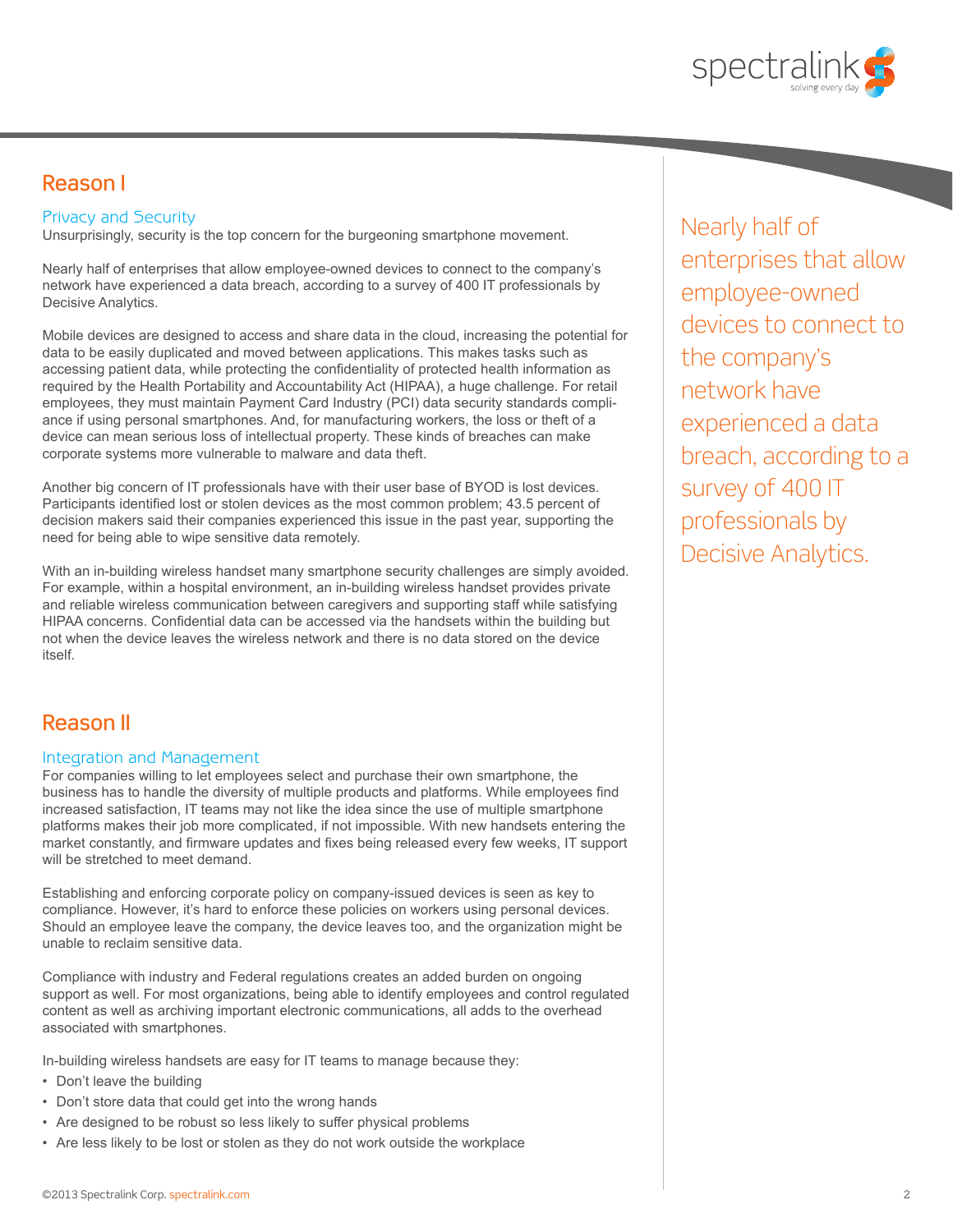## Reason I

### Privacy and Security

Unsurprisingly, security is the top concern for the burgeoning smartphone movement.

Nearly half of enterprises that allow employee-owned devices to connect to the company's network have experienced a data breach, according to a survey of 400 IT professionals by Decisive Analytics.

Mobile devices are designed to access and share data in the cloud, increasing the potential for data to be easily duplicated and moved between applications. This makes tasks such as accessing patient data, while protecting the confidentiality of protected health information as required by the Health Portability and Accountability Act (HIPAA), a huge challenge. For retail employees, they must maintain Payment Card Industry (PCI) data security standards compliance if using personal smartphones. And, for manufacturing workers, the loss or theft of a device can mean serious loss of intellectual property. These kinds of breaches can make corporate systems more vulnerable to malware and data theft.

Another big concern of IT professionals have with their user base of BYOD is lost devices. Participants identified lost or stolen devices as the most common problem; 43.5 percent of decision makers said their companies experienced this issue in the past year, supporting the need for being able to wipe sensitive data remotely.

With an in-building wireless handset many smartphone security challenges are simply avoided. For example, within a hospital environment, an in-building wireless handset provides private and reliable wireless communication between caregivers and supporting staff while satisfying HIPAA concerns. Confidential data can be accessed via the handsets within the building but not when the device leaves the wireless network and there is no data stored on the device itself.

Nearly half of enterprises that allow employee-owned devices to connect to the company's network have experienced a data breach, according to a survey of 400 IT professionals by Decisive Analytics.

## Reason II

### Integration and Management

For companies willing to let employees select and purchase their own smartphone, the business has to handle the diversity of multiple products and platforms. While employees find increased satisfaction, IT teams may not like the idea since the use of multiple smartphone platforms makes their job more complicated, if not impossible. With new handsets entering the market constantly, and firmware updates and fixes being released every few weeks, IT support will be stretched to meet demand.

Establishing and enforcing corporate policy on company-issued devices is seen as key to compliance. However, it's hard to enforce these policies on workers using personal devices. Should an employee leave the company, the device leaves too, and the organization might be unable to reclaim sensitive data.

Compliance with industry and Federal regulations creates an added burden on ongoing support as well. For most organizations, being able to identify employees and control regulated content as well as archiving important electronic communications, all adds to the overhead associated with smartphones.

In-building wireless handsets are easy for IT teams to manage because they:

- Don't leave the building
- Don't store data that could get into the wrong hands
- Are designed to be robust so less likely to suffer physical problems
- Are less likely to be lost or stolen as they do not work outside the workplace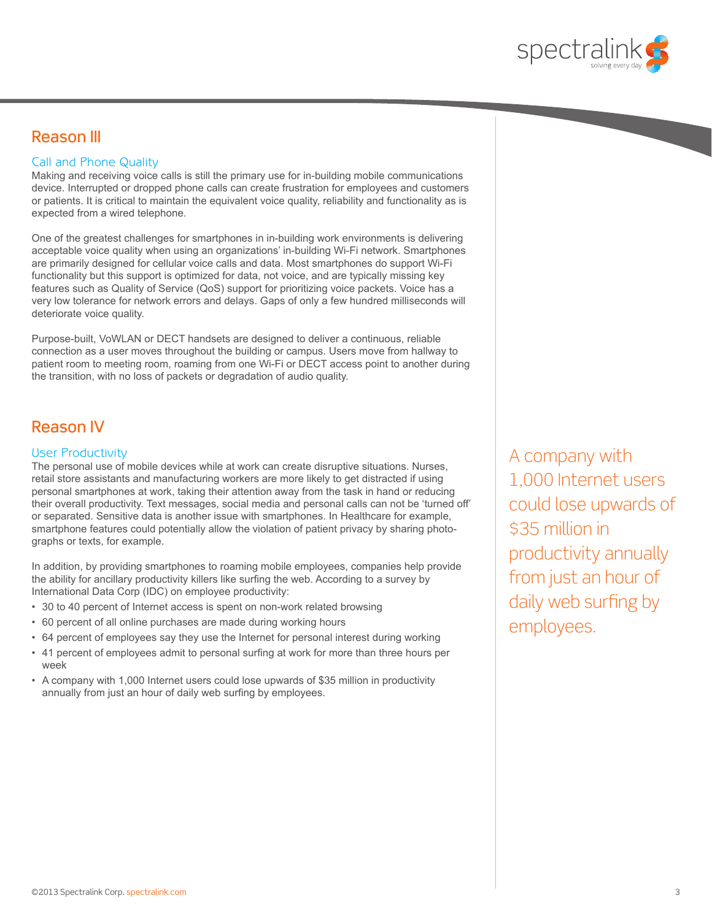## Reason III

### Call and Phone Quality

Making and receiving voice calls is still the primary use for in-building mobile communications device. Interrupted or dropped phone calls can create frustration for employees and customers or patients. It is critical to maintain the equivalent voice quality, reliability and functionality as is expected from a wired telephone.

One of the greatest challenges for smartphones in in-building work environments is delivering acceptable voice quality when using an organizations' in-building Wi-Fi network. Smartphones are primarily designed for cellular voice calls and data. Most smartphones do support Wi-Fi functionality but this support is optimized for data, not voice, and are typically missing key features such as Quality of Service (QoS) support for prioritizing voice packets. Voice has a very low tolerance for network errors and delays. Gaps of only a few hundred milliseconds will deteriorate voice quality.

Purpose-built, VoWLAN or DECT handsets are designed to deliver a continuous, reliable connection as a user moves throughout the building or campus. Users move from hallway to patient room to meeting room, roaming from one Wi-Fi or DECT access point to another during the transition, with no loss of packets or degradation of audio quality.

## Reason IV

### User Productivity

The personal use of mobile devices while at work can create disruptive situations. Nurses, retail store assistants and manufacturing workers are more likely to get distracted if using personal smartphones at work, taking their attention away from the task in hand or reducing their overall productivity. Text messages, social media and personal calls can not be 'turned off' or separated. Sensitive data is another issue with smartphones. In Healthcare for example, smartphone features could potentially allow the violation of patient privacy by sharing photographs or texts, for example.

In addition, by providing smartphones to roaming mobile employees, companies help provide the ability for ancillary productivity killers like surfing the web. According to a survey by International Data Corp (IDC) on employee productivity:

- 30 to 40 percent of Internet access is spent on non-work related browsing
- 60 percent of all online purchases are made during working hours
- 64 percent of employees say they use the Internet for personal interest during working
- 41 percent of employees admit to personal surfing at work for more than three hours per week
- A company with 1,000 Internet users could lose upwards of $35 million in productivity annually from just an hour of daily web surfing by employees.

A company with 1,000 Internet users could lose upwards of $35 million in productivity annually from just an hour of daily web surfing by employees.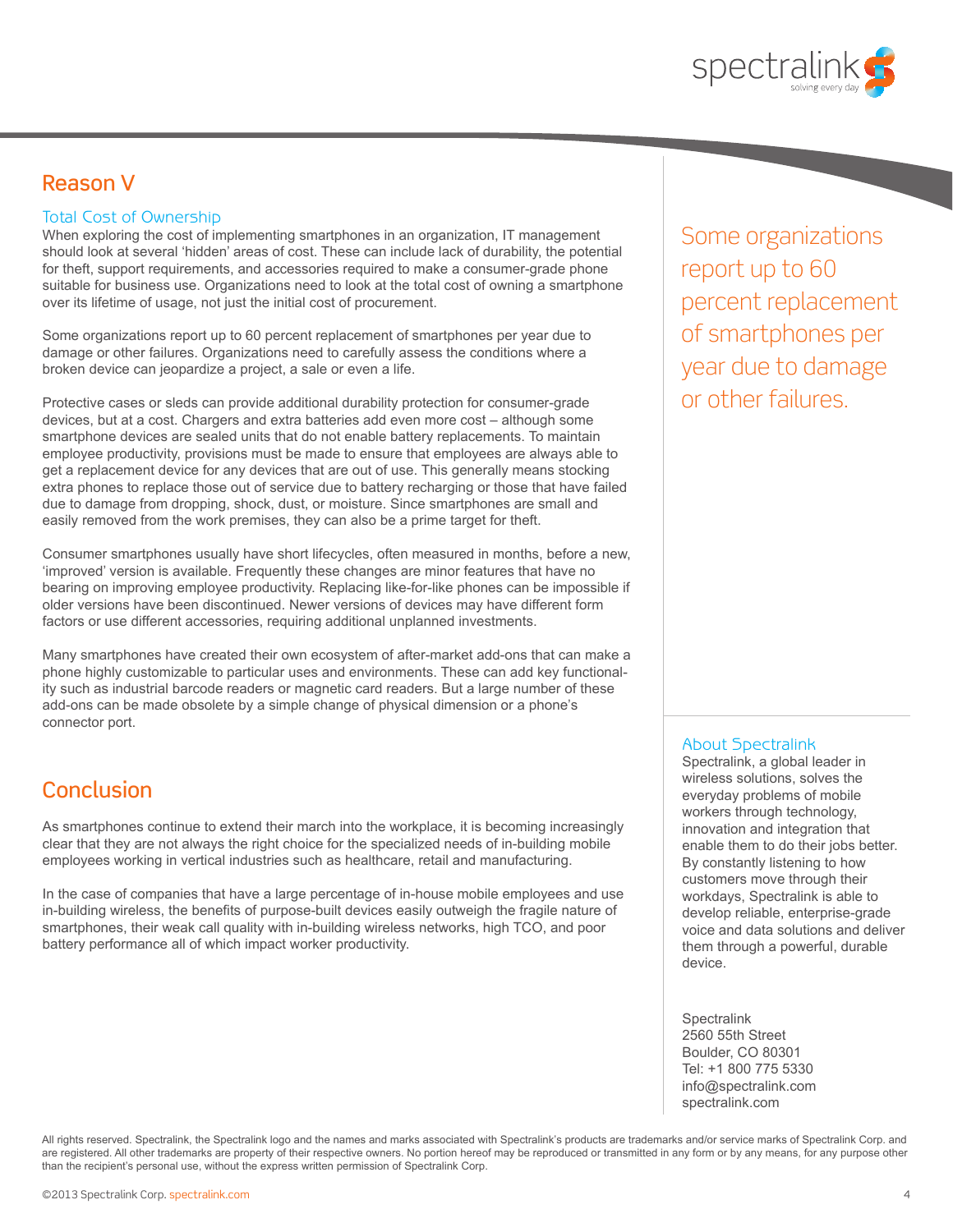## Reason V

### Total Cost of Ownership

When exploring the cost of implementing smartphones in an organization, IT management should look at several 'hidden' areas of cost. These can include lack of durability, the potential for theft, support requirements, and accessories required to make a consumer-grade phone suitable for business use. Organizations need to look at the total cost of owning a smartphone over its lifetime of usage, not just the initial cost of procurement.

Some organizations report up to 60 percent replacement of smartphones per year due to damage or other failures. Organizations need to carefully assess the conditions where a broken device can jeopardize a project, a sale or even a life.

Protective cases or sleds can provide additional durability protection for consumer-grade devices, but at a cost. Chargers and extra batteries add even more cost – although some smartphone devices are sealed units that do not enable battery replacements. To maintain employee productivity, provisions must be made to ensure that employees are always able to get a replacement device for any devices that are out of use. This generally means stocking extra phones to replace those out of service due to battery recharging or those that have failed due to damage from dropping, shock, dust, or moisture. Since smartphones are small and easily removed from the work premises, they can also be a prime target for theft.

Consumer smartphones usually have short lifecycles, often measured in months, before a new, 'improved' version is available. Frequently these changes are minor features that have no bearing on improving employee productivity. Replacing like-for-like phones can be impossible if older versions have been discontinued. Newer versions of devices may have different form factors or use different accessories, requiring additional unplanned investments.

Many smartphones have created their own ecosystem of after-market add-ons that can make a phone highly customizable to particular uses and environments. These can add key functionality such as industrial barcode readers or magnetic card readers. But a large number of these add-ons can be made obsolete by a simple change of physical dimension or a phone's connector port.

Some organizations report up to 60 percent replacement of smartphones per year due to damage or other failures.

## Conclusion

As smartphones continue to extend their march into the workplace, it is becoming increasingly clear that they are not always the right choice for the specialized needs of in-building mobile employees working in vertical industries such as healthcare, retail and manufacturing.

In the case of companies that have a large percentage of in-house mobile employees and use in-building wireless, the benefits of purpose-built devices easily outweigh the fragile nature of smartphones, their weak call quality with in-building wireless networks, high TCO, and poor battery performance all of which impact worker productivity.

### About Spectralink

Spectralink, a global leader in wireless solutions, solves the everyday problems of mobile workers through technology, innovation and integration that enable them to do their jobs better. By constantly listening to how customers move through their workdays, Spectralink is able to develop reliable, enterprise-grade voice and data solutions and deliver them through a powerful, durable device.

Spectralink
2560 55th Street
Boulder, CO 80301
Tel: +1 800 775 5330
info@spectralink.com
spectralink.com

All rights reserved. Spectralink, the Spectralink logo and the names and marks associated with Spectralink's products are trademarks and/or service marks of Spectralink Corp. and are registered. All other trademarks are property of their respective owners. No portion hereof may be reproduced or transmitted in any form or by any means, for any purpose other than the recipient's personal use, without the express written permission of Spectralink Corp.

©2013 Spectralink Corp. spectralink.com